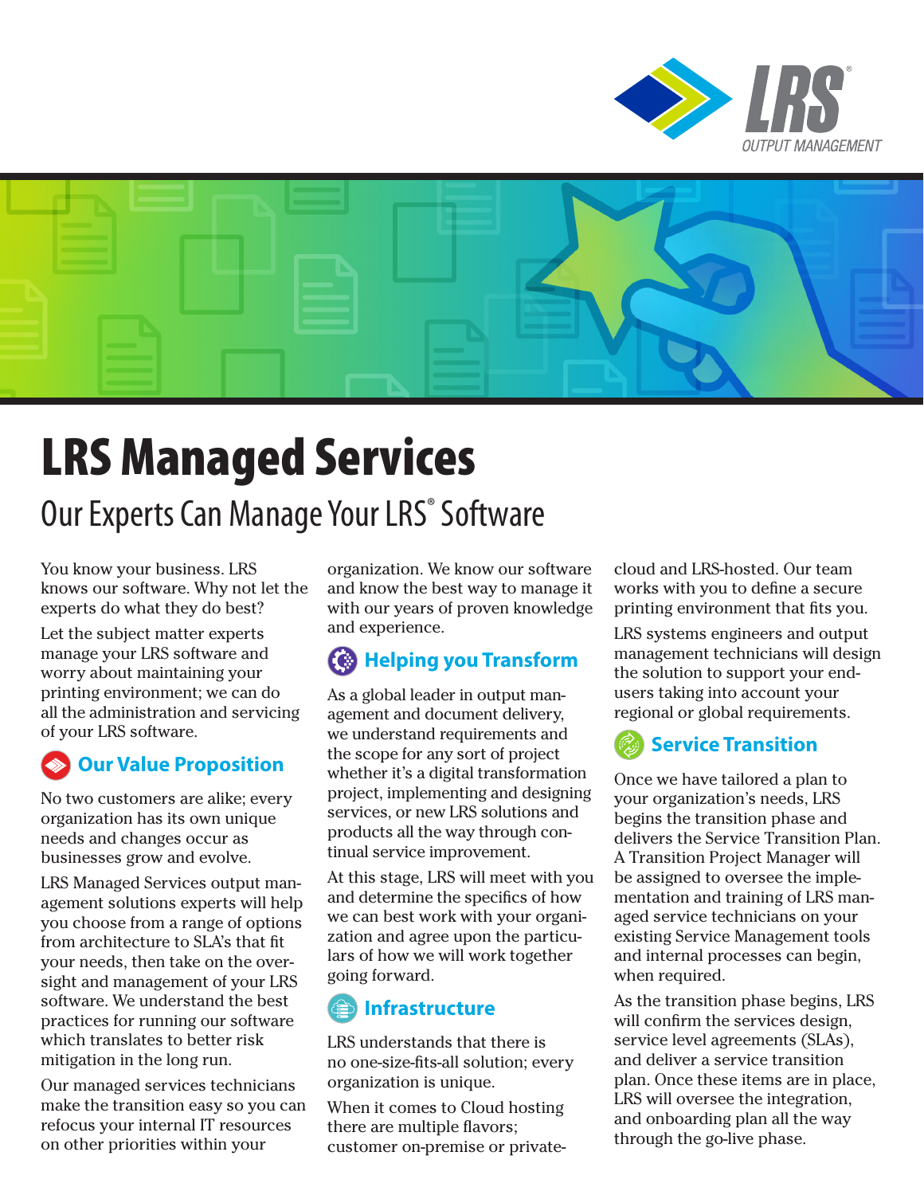# LRS Managed Services

## Our Experts Can Manage Your LRS® Software

You know your business. LRS knows our software. Why not let the experts do what they do best?

Let the subject matter experts manage your LRS software and worry about maintaining your printing environment; we can do all the administration and servicing of your LRS software.

### Our Value Proposition

No two customers are alike; every organization has its own unique needs and changes occur as businesses grow and evolve.

LRS Managed Services output management solutions experts will help you choose from a range of options from architecture to SLA's that fit your needs, then take on the oversight and management of your LRS software. We understand the best practices for running our software which translates to better risk mitigation in the long run.

Our managed services technicians make the transition easy so you can refocus your internal IT resources on other priorities within your organization. We know our software and know the best way to manage it with our years of proven knowledge and experience.

### Helping you Transform

As a global leader in output management and document delivery, we understand requirements and the scope for any sort of project whether it's a digital transformation project, implementing and designing services, or new LRS solutions and products all the way through continual service improvement.

At this stage, LRS will meet with you and determine the specifics of how we can best work with your organization and agree upon the particulars of how we will work together going forward.

### Infrastructure

LRS understands that there is no one-size-fits-all solution; every organization is unique.

When it comes to Cloud hosting there are multiple flavors; customer on-premise or private-cloud and LRS-hosted. Our team works with you to define a secure printing environment that fits you.

LRS systems engineers and output management technicians will design the solution to support your end-users taking into account your regional or global requirements.

### Service Transition

Once we have tailored a plan to your organization's needs, LRS begins the transition phase and delivers the Service Transition Plan. A Transition Project Manager will be assigned to oversee the implementation and training of LRS managed service technicians on your existing Service Management tools and internal processes can begin, when required.

As the transition phase begins, LRS will confirm the services design, service level agreements (SLAs), and deliver a service transition plan. Once these items are in place, LRS will oversee the integration, and onboarding plan all the way through the go-live phase.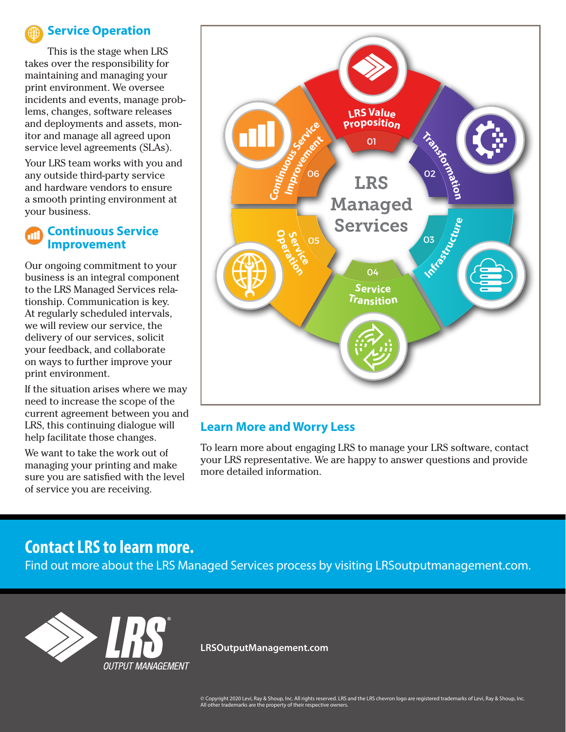## Service Operation

This is the stage when LRS takes over the responsibility for maintaining and managing your print environment. We oversee incidents and events, manage problems, changes, software releases and deployments and assets, monitor and manage all agreed upon service level agreements (SLAs).

Your LRS team works with you and any outside third-party service and hardware vendors to ensure a smooth printing environment at your business.

## Continuous Service Improvement

Our ongoing commitment to your business is an integral component to the LRS Managed Services relationship. Communication is key. At regularly scheduled intervals, we will review our service, the delivery of our services, solicit your feedback, and collaborate on ways to further improve your print environment.

If the situation arises where we may need to increase the scope of the current agreement between you and LRS, this continuing dialogue will help facilitate those changes.

We want to take the work out of managing your printing and make sure you are satisfied with the level of service you are receiving.

LRS Managed Services

01 LRS Value Proposition

02 Transformation

03 Infrastructure

04 Service Transition

05 Service Operation

06 Continuous Service Improvement

## Learn More and Worry Less

To learn more about engaging LRS to manage your LRS software, contact your LRS representative. We are happy to answer questions and provide more detailed information.

# Contact LRS to learn more.

Find out more about the LRS Managed Services process by visiting LRSoutputmanagement.com.

LRS® OUTPUT MANAGEMENT

**LRSOutputManagement.com**

© Copyright 2020 Levi, Ray & Shoup, Inc. All rights reserved. LRS and the LRS chevron logo are registered trademarks of Levi, Ray & Shoup, Inc. All other trademarks are the property of their respective owners.